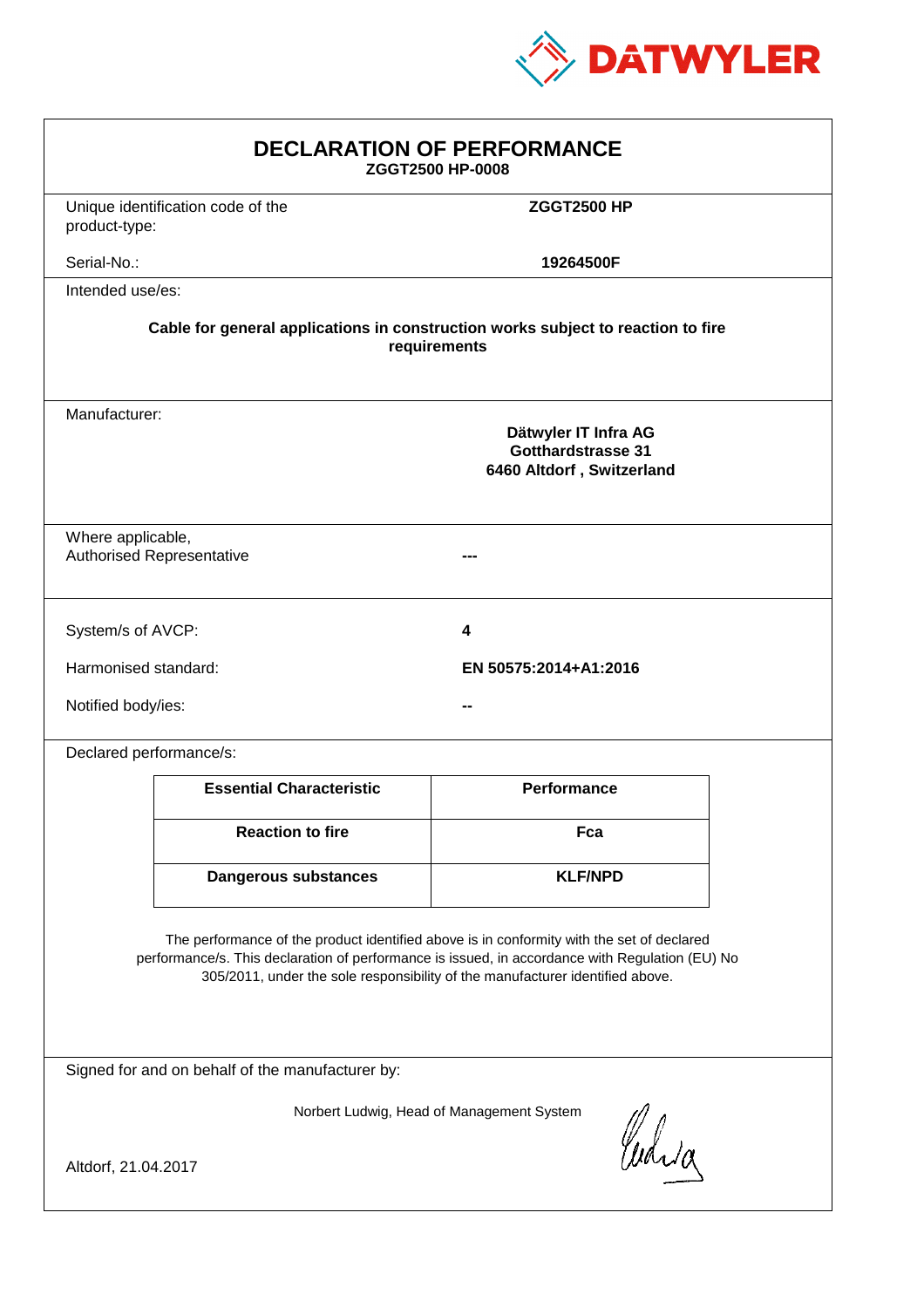DATWYLER

# DECLARATION OF PERFORMANCE

**ZGGT2500 HP-0008**

| | |
|---|---|
| Unique identification code of the product-type: | **ZGGT2500 HP** |
| Serial-No.: | **19264500F** |

Intended use/es:

**Cable for general applications in construction works subject to reaction to fire requirements**

Manufacturer:

**Dätwyler IT Infra AG**
**Gotthardstrasse 31**
**6460 Altdorf , Switzerland**

| | |
|---|---|
| Where applicable, Authorised Representative | **---** |

| | |
|---|---|
| System/s of AVCP: | **4** |
| Harmonised standard: | **EN 50575:2014+A1:2016** |
| Notified body/ies: | **--** |

Declared performance/s:

| Essential Characteristic | Performance |
|---|---|
| **Reaction to fire** | **Fca** |
| **Dangerous substances** | **KLF/NPD** |

The performance of the product identified above is in conformity with the set of declared performance/s. This declaration of performance is issued, in accordance with Regulation (EU) No 305/2011, under the sole responsibility of the manufacturer identified above.

Signed for and on behalf of the manufacturer by:

Norbert Ludwig, Head of Management System

Altdorf, 21.04.2017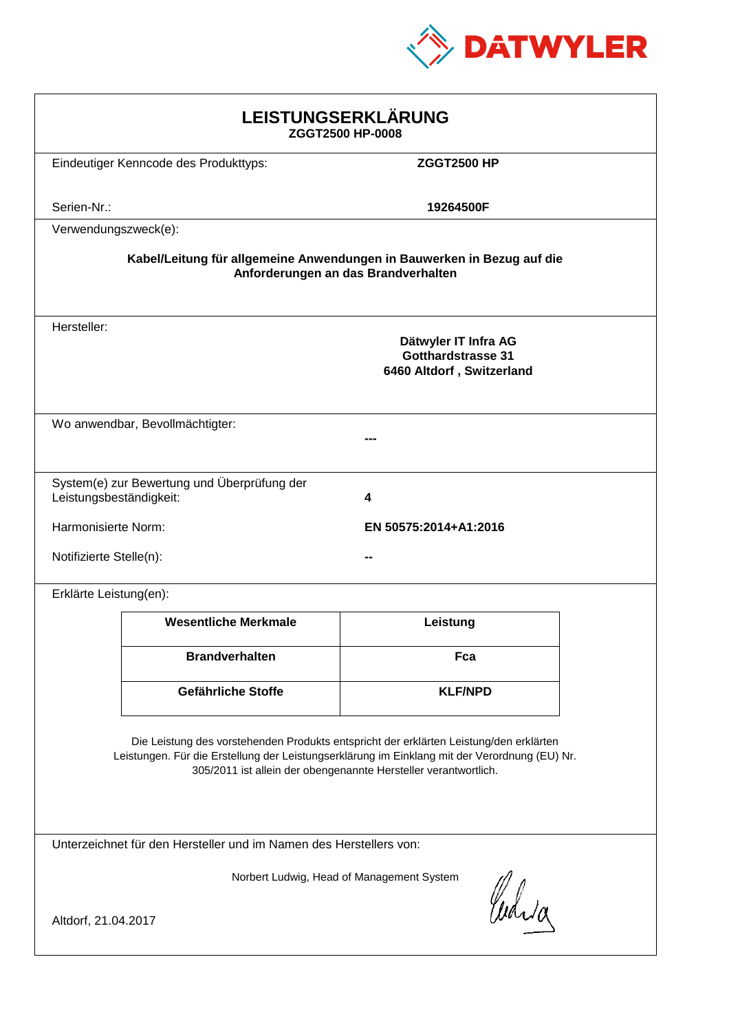DATWYLER

# LEISTUNGSERKLÄRUNG

**ZGGT2500 HP-0008**

| | |
|---|---|
| Eindeutiger Kenncode des Produkttyps: | **ZGGT2500 HP** |
| Serien-Nr.: | **19264500F** |

Verwendungszweck(e):

**Kabel/Leitung für allgemeine Anwendungen in Bauwerken in Bezug auf die Anforderungen an das Brandverhalten**

Hersteller:

**Dätwyler IT Infra AG**
**Gotthardstrasse 31**
**6460 Altdorf , Switzerland**

Wo anwendbar, Bevollmächtigter: **---**

| | |
|---|---|
| System(e) zur Bewertung und Überprüfung der Leistungsbeständigkeit: | **4** |
| Harmonisierte Norm: | **EN 50575:2014+A1:2016** |
| Notifizierte Stelle(n): | **--** |

Erklärte Leistung(en):

| Wesentliche Merkmale | Leistung |
|---|---|
| **Brandverhalten** | **Fca** |
| **Gefährliche Stoffe** | **KLF/NPD** |

Die Leistung des vorstehenden Produkts entspricht der erklärten Leistung/den erklärten Leistungen. Für die Erstellung der Leistungserklärung im Einklang mit der Verordnung (EU) Nr. 305/2011 ist allein der obengenannte Hersteller verantwortlich.

Unterzeichnet für den Hersteller und im Namen des Herstellers von:

Norbert Ludwig, Head of Management System

Altdorf, 21.04.2017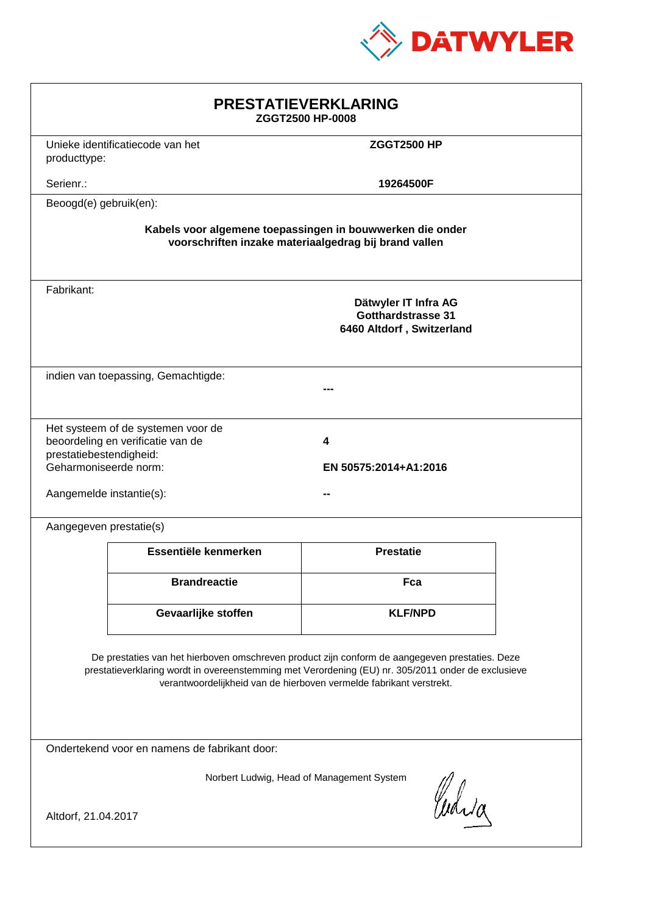DATWYLER

# PRESTATIEVERKLARING

**ZGGT2500 HP-0008**

Unieke identificatiecode van het producttype: **ZGGT2500 HP**

Serienr.: **19264500F**

Beoogd(e) gebruik(en):

**Kabels voor algemene toepassingen in bouwwerken die onder voorschriften inzake materiaalgedrag bij brand vallen**

Fabrikant:

**Dätwyler IT Infra AG**
**Gotthardstrasse 31**
**6460 Altdorf , Switzerland**

indien van toepassing, Gemachtigde: **---**

Het systeem of de systemen voor de beoordeling en verificatie van de prestatiebestendigheid: **4**

Geharmoniseerde norm: **EN 50575:2014+A1:2016**

Aangemelde instantie(s): **--**

Aangegeven prestatie(s)

| Essentiële kenmerken | Prestatie |
|---|---|
| **Brandreactie** | **Fca** |
| **Gevaarlijke stoffen** | **KLF/NPD** |

De prestaties van het hierboven omschreven product zijn conform de aangegeven prestaties. Deze prestatieverklaring wordt in overeenstemming met Verordening (EU) nr. 305/2011 onder de exclusieve verantwoordelijkheid van de hierboven vermelde fabrikant verstrekt.

Ondertekend voor en namens de fabrikant door:

Norbert Ludwig, Head of Management System

Altdorf, 21.04.2017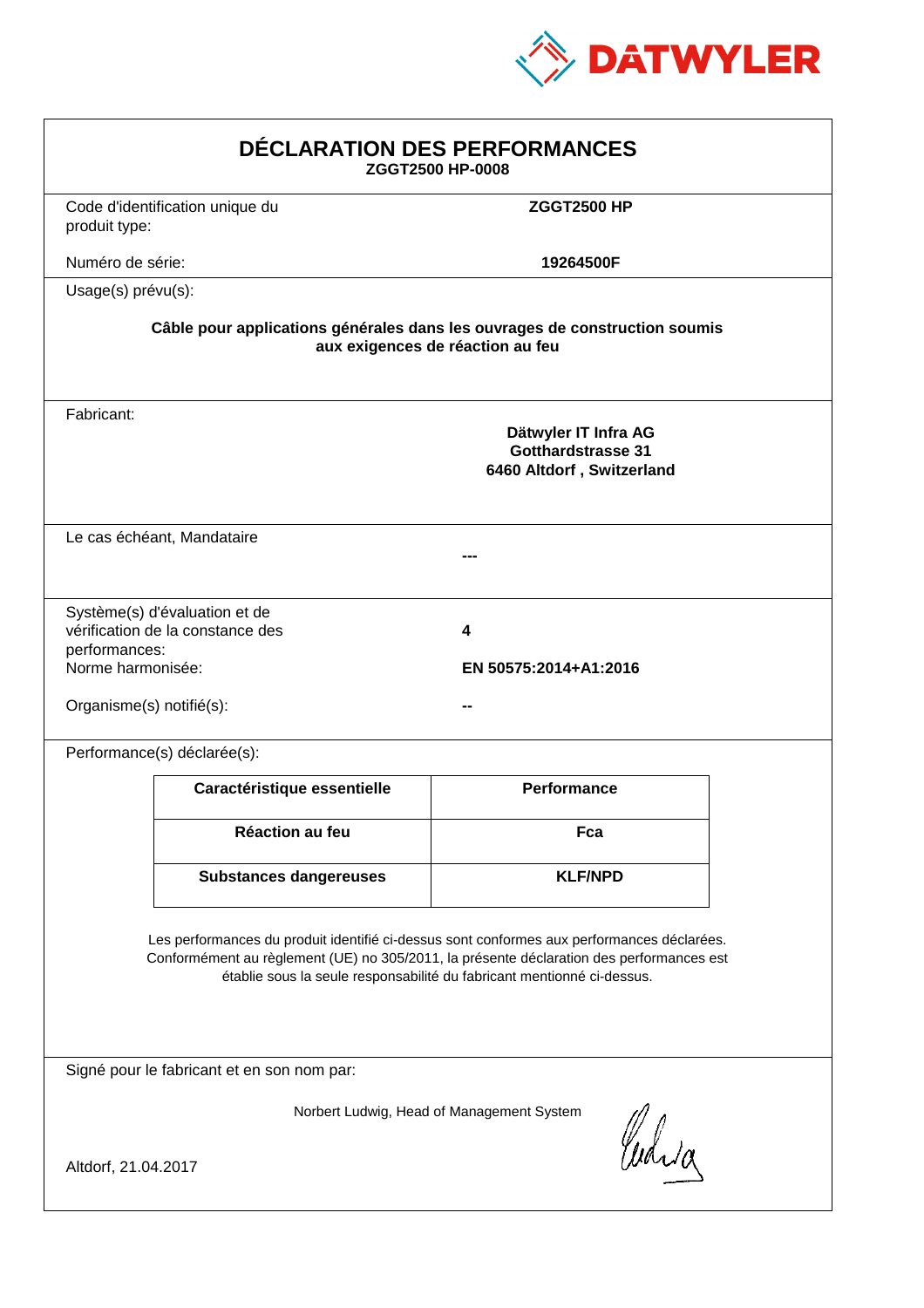# DÉCLARATION DES PERFORMANCES

**ZGGT2500 HP-0008**

Code d'identification unique du produit type: **ZGGT2500 HP**

Numéro de série: **19264500F**

Usage(s) prévu(s):

**Câble pour applications générales dans les ouvrages de construction soumis aux exigences de réaction au feu**

Fabricant:

**Dätwyler IT Infra AG**
**Gotthardstrasse 31**
**6460 Altdorf , Switzerland**

Le cas échéant, Mandataire

**---**

Système(s) d'évaluation et de vérification de la constance des performances: **4**

Norme harmonisée: **EN 50575:2014+A1:2016**

Organisme(s) notifié(s): **--**

Performance(s) déclarée(s):

| Caractéristique essentielle | Performance |
|---|---|
| Réaction au feu | Fca |
| Substances dangereuses | KLF/NPD |

Les performances du produit identifié ci-dessus sont conformes aux performances déclarées. Conformément au règlement (UE) no 305/2011, la présente déclaration des performances est établie sous la seule responsabilité du fabricant mentionné ci-dessus.

Signé pour le fabricant et en son nom par:

Norbert Ludwig, Head of Management System

Altdorf, 21.04.2017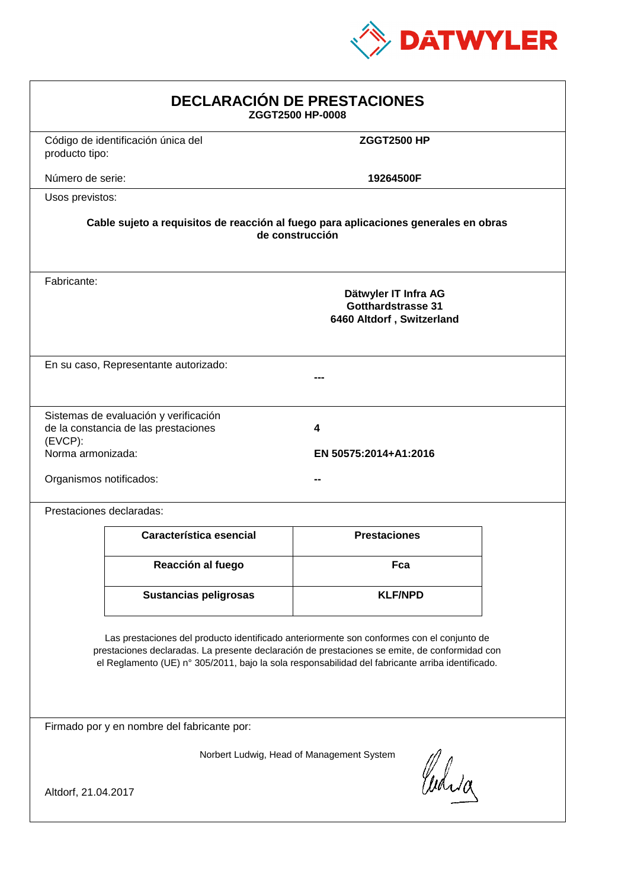DATWYLER

# DECLARACIÓN DE PRESTACIONES

**ZGGT2500 HP-0008**

Código de identificación única del producto tipo: **ZGGT2500 HP**

Número de serie: **19264500F**

Usos previstos:

**Cable sujeto a requisitos de reacción al fuego para aplicaciones generales en obras de construcción**

Fabricante:

**Dätwyler IT Infra AG**
**Gotthardstrasse 31**
**6460 Altdorf , Switzerland**

En su caso, Representante autorizado: **---**

Sistemas de evaluación y verificación de la constancia de las prestaciones (EVCP): **4**

Norma armonizada: **EN 50575:2014+A1:2016**

Organismos notificados: **--**

Prestaciones declaradas:

| Característica esencial | Prestaciones |
| --- | --- |
| **Reacción al fuego** | **Fca** |
| **Sustancias peligrosas** | **KLF/NPD** |

Las prestaciones del producto identificado anteriormente son conformes con el conjunto de prestaciones declaradas. La presente declaración de prestaciones se emite, de conformidad con el Reglamento (UE) n° 305/2011, bajo la sola responsabilidad del fabricante arriba identificado.

Firmado por y en nombre del fabricante por:

Norbert Ludwig, Head of Management System

Altdorf, 21.04.2017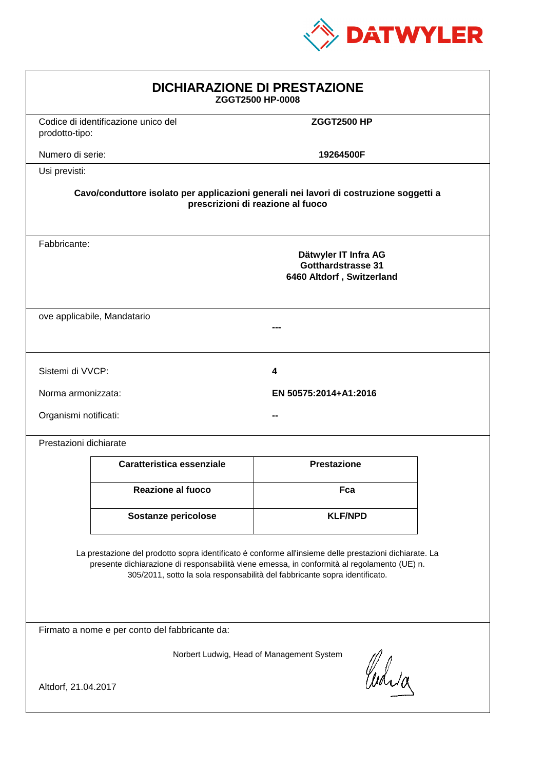DATWYLER

# DICHIARAZIONE DI PRESTAZIONE

**ZGGT2500 HP-0008**

| | |
|---|---|
| Codice di identificazione unico del prodotto-tipo: | **ZGGT2500 HP** |
| Numero di serie: | **19264500F** |

Usi previsti:

**Cavo/conduttore isolato per applicazioni generali nei lavori di costruzione soggetti a prescrizioni di reazione al fuoco**

Fabbricante:

**Dätwyler IT Infra AG**
**Gotthardstrasse 31**
**6460 Altdorf , Switzerland**

ove applicabile, Mandatario

**---**

| | |
|---|---|
| Sistemi di VVCP: | **4** |
| Norma armonizzata: | **EN 50575:2014+A1:2016** |
| Organismi notificati: | **--** |

Prestazioni dichiarate

| Caratteristica essenziale | Prestazione |
|---|---|
| **Reazione al fuoco** | **Fca** |
| **Sostanze pericolose** | **KLF/NPD** |

La prestazione del prodotto sopra identificato è conforme all'insieme delle prestazioni dichiarate. La presente dichiarazione di responsabilità viene emessa, in conformità al regolamento (UE) n. 305/2011, sotto la sola responsabilità del fabbricante sopra identificato.

Firmato a nome e per conto del fabbricante da:

Norbert Ludwig, Head of Management System

Altdorf, 21.04.2017